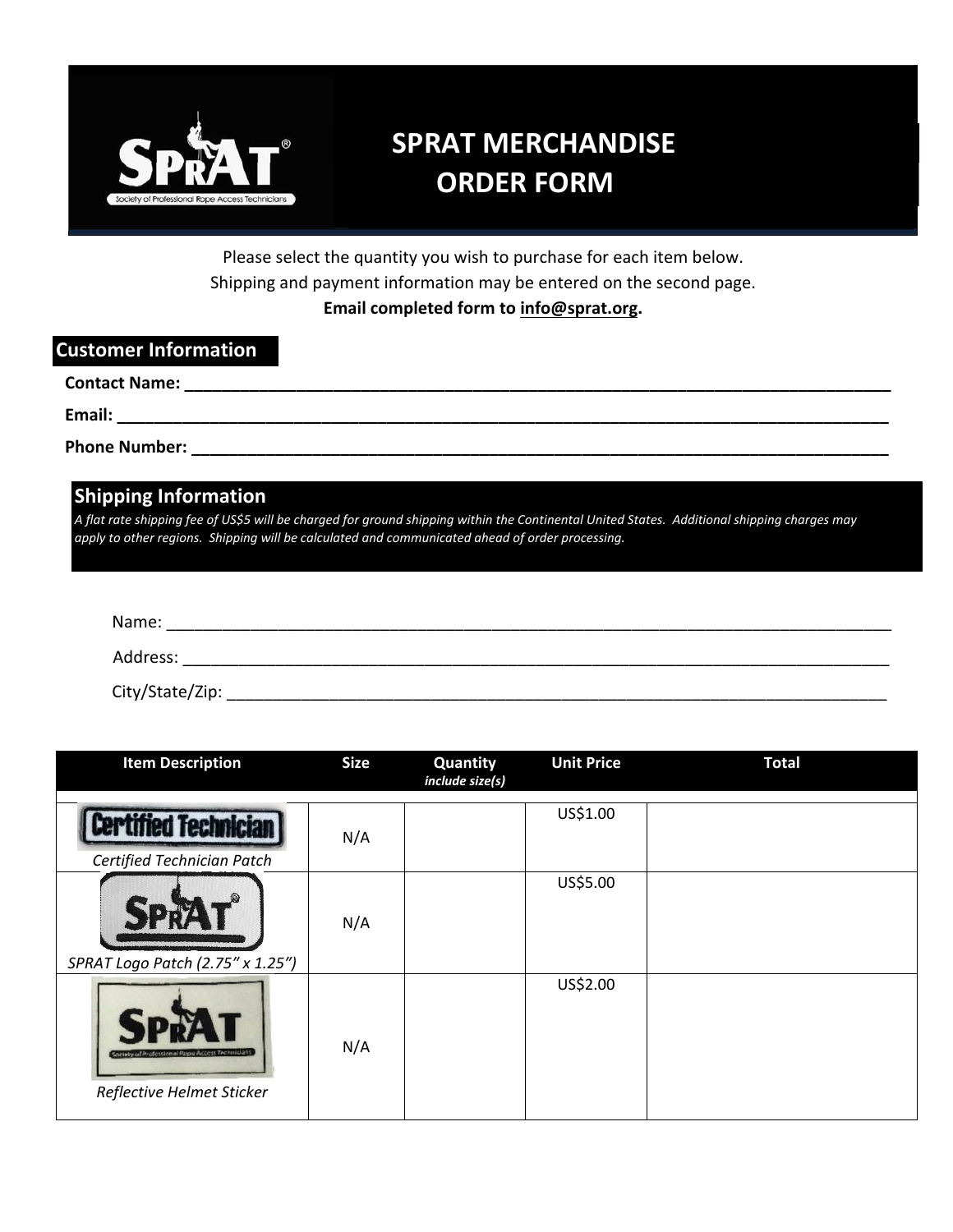# SPRAT MERCHANDISE ORDER FORM

Please select the quantity you wish to purchase for each item below.
Shipping and payment information may be entered on the second page.
**Email completed form to info@sprat.org.**

## Customer Information

**Contact Name:** ______________________________________________

**Email:** ______________________________________________

**Phone Number:** ______________________________________________

## Shipping Information

*A flat rate shipping fee of US$5 will be charged for ground shipping within the Continental United States. Additional shipping charges may apply to other regions. Shipping will be calculated and communicated ahead of order processing.*

Name: ______________________________________________

Address: ______________________________________________

City/State/Zip: ______________________________________________

| Item Description | Size | Quantity *include size(s)* | Unit Price | Total |
|---|---|---|---|---|
| *Certified Technician Patch* | N/A | | US$1.00 | |
| *SPRAT Logo Patch (2.75" x 1.25")* | N/A | | US$5.00 | |
| *Reflective Helmet Sticker* | N/A | | US$2.00 | |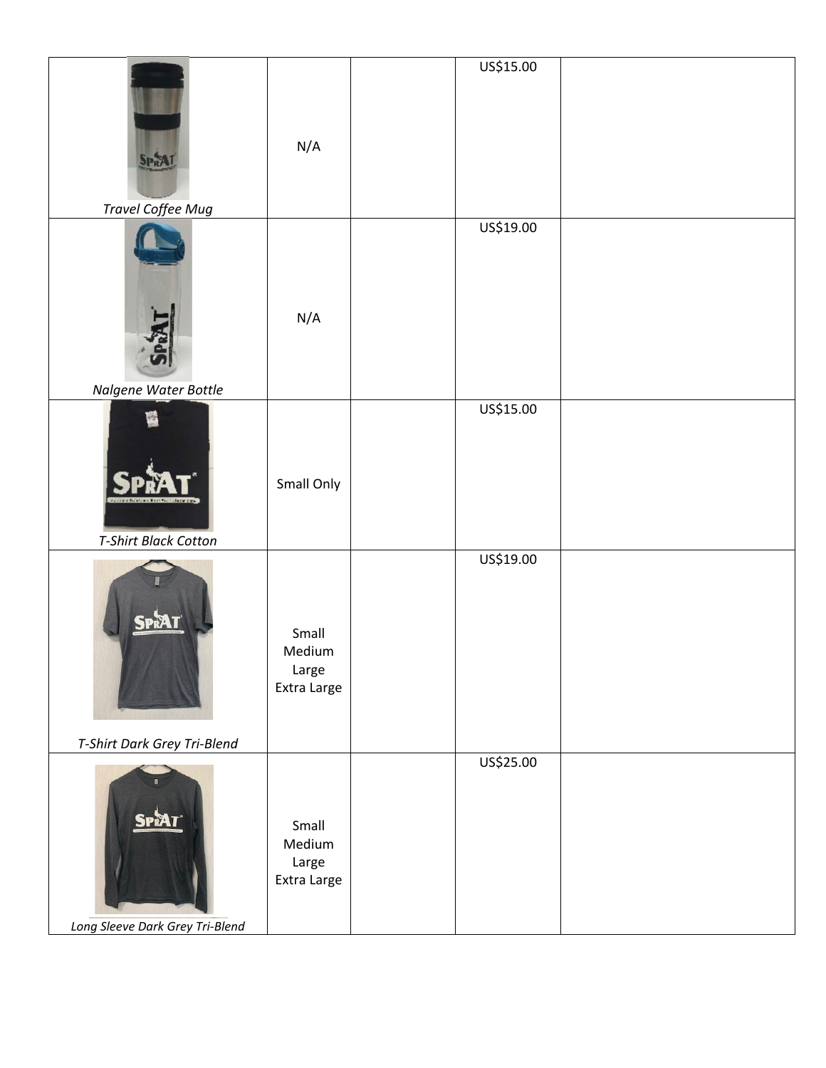| | | | | |
|---|---|---|---|---|
| *Travel Coffee Mug* | N/A | | US$15.00 | |
| *Nalgene Water Bottle* | N/A | | US$19.00 | |
| *T-Shirt Black Cotton* | Small Only | | US$15.00 | |
| *T-Shirt Dark Grey Tri-Blend* | Small<br>Medium<br>Large<br>Extra Large | | US$19.00 | |
| *Long Sleeve Dark Grey Tri-Blend* | Small<br>Medium<br>Large<br>Extra Large | | US$25.00 | |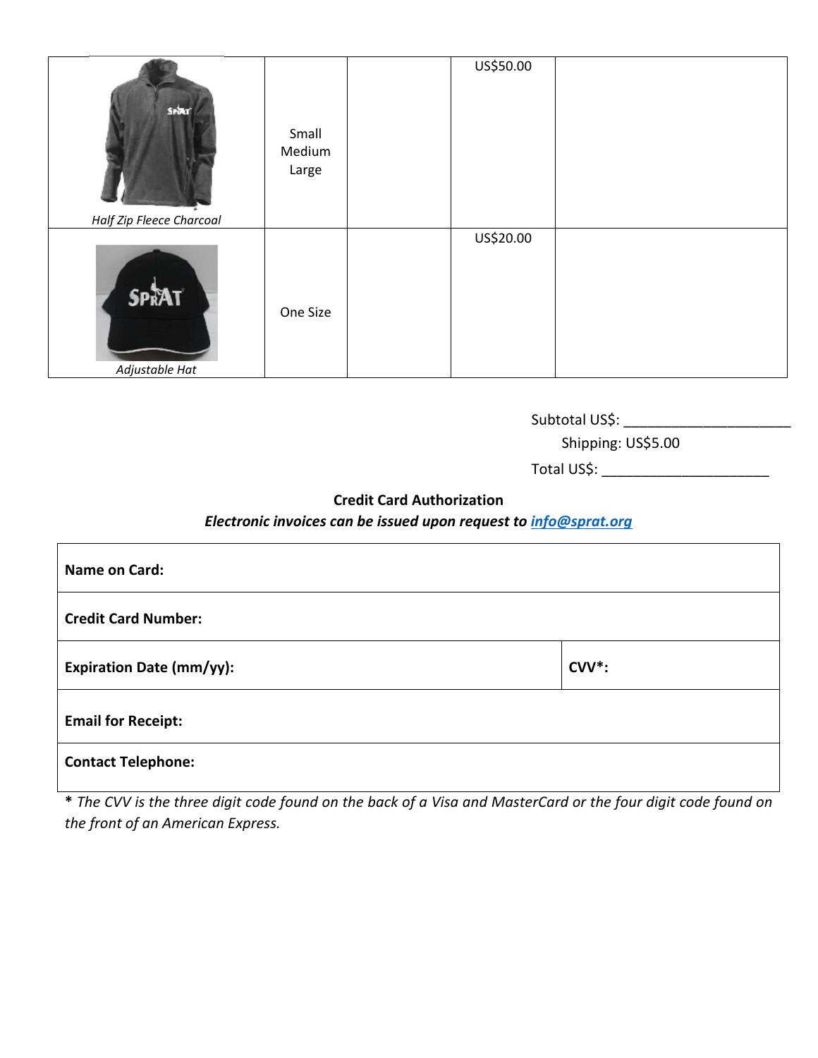| | | | | |
|---|---|---|---|---|
| *Half Zip Fleece Charcoal* | Small<br>Medium<br>Large | | US$50.00 | |
| *Adjustable Hat* | One Size | | US$20.00 | |

Subtotal US$: _____________________

Shipping: US$5.00

Total US$: _____________________

**Credit Card Authorization**

***Electronic invoices can be issued upon request to [info@sprat.org](mailto:info@sprat.org)***

| | |
|---|---|
| **Name on Card:** | |
| **Credit Card Number:** | |
| **Expiration Date (mm/yy):** | **CVV*:** |
| **Email for Receipt:** | |
| **Contact Telephone:** | |

**\*** *The CVV is the three digit code found on the back of a Visa and MasterCard or the four digit code found on the front of an American Express.*